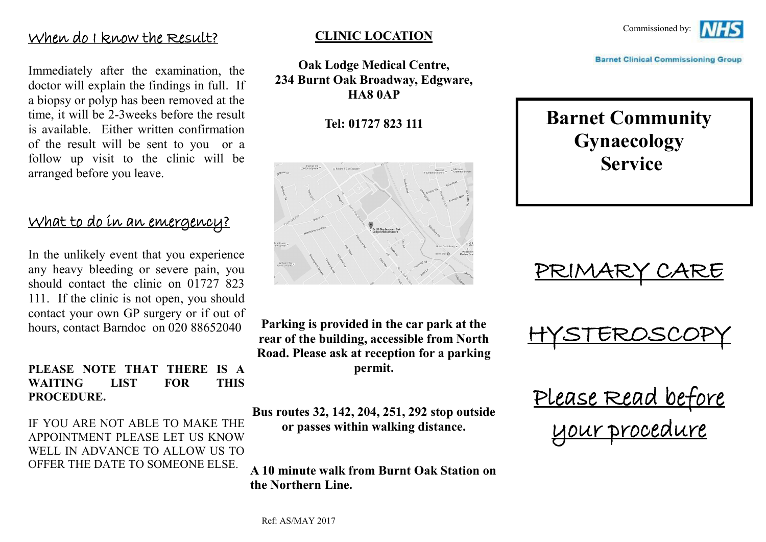## When do I know the Result?

Immediately after the examination, the doctor will explain the findings in full. If a biopsy or polyp has been removed at the time, it will be 2-3weeks before the result is available. Either written confirmation of the result will be sent to you or a follow up visit to the clinic will be arranged before you leave.

## What to do in an emergency?

In the unlikely event that you experience any heavy bleeding or severe pain, you should contact the clinic on 01727 823 111. If the clinic is not open, you should contact your own GP surgery or if out of hours, contact Barndoc on 020 88652040

**PLEASE NOTE THAT THERE IS A WAITING LIST FOR THIS PROCEDURE.**

IF YOU ARE NOT ABLE TO MAKE THE APPOINTMENT PLEASE LET US KNOW WELL IN ADVANCE TO ALLOW US TO OFFER THE DATE TO SOMEONE ELSE.

## CLINIC LOCATION

**Oak Lodge Medical Centre,**
**234 Burnt Oak Broadway, Edgware,**
**HA8 0AP**

**Tel: 01727 823 111**

**Parking is provided in the car park at the rear of the building, accessible from North Road. Please ask at reception for a parking permit.**

**Bus routes 32, 142, 204, 251, 292 stop outside or passes within walking distance.**

**A 10 minute walk from Burnt Oak Station on the Northern Line.**

Ref: AS/MAY 2017

Commissioned by: NHS Barnet Clinical Commissioning Group

# Barnet Community Gynaecology Service

# PRIMARY CARE

# HYSTEROSCOPY

## Please Read before your procedure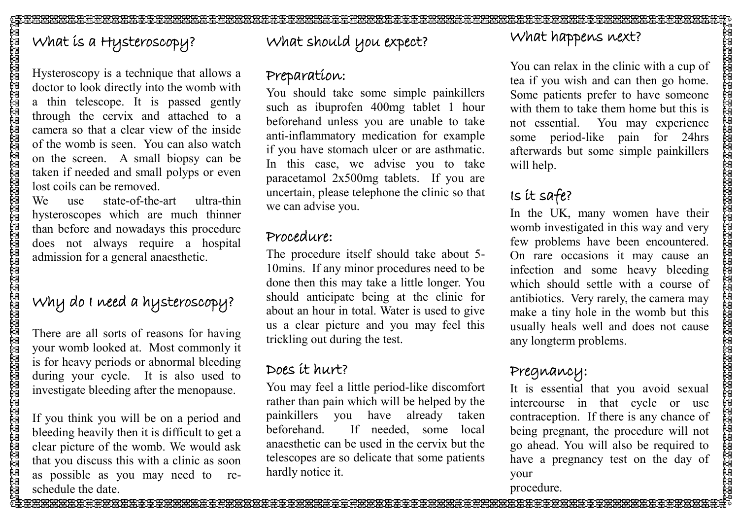## What is a Hysteroscopy?

Hysteroscopy is a technique that allows a doctor to look directly into the womb with a thin telescope. It is passed gently through the cervix and attached to a camera so that a clear view of the inside of the womb is seen. You can also watch on the screen. A small biopsy can be taken if needed and small polyps or even lost coils can be removed.

We use state-of-the-art ultra-thin hysteroscopes which are much thinner than before and nowadays this procedure does not always require a hospital admission for a general anaesthetic.

## Why do I need a hysteroscopy?

There are all sorts of reasons for having your womb looked at. Most commonly it is for heavy periods or abnormal bleeding during your cycle. It is also used to investigate bleeding after the menopause.

If you think you will be on a period and bleeding heavily then it is difficult to get a clear picture of the womb. We would ask that you discuss this with a clinic as soon as possible as you may need to re-schedule the date.

## What should you expect?

### Preparation:

You should take some simple painkillers such as ibuprofen 400mg tablet 1 hour beforehand unless you are unable to take anti-inflammatory medication for example if you have stomach ulcer or are asthmatic. In this case, we advise you to take paracetamol 2x500mg tablets. If you are uncertain, please telephone the clinic so that we can advise you.

### Procedure:

The procedure itself should take about 5-10mins. If any minor procedures need to be done then this may take a little longer. You should anticipate being at the clinic for about an hour in total. Water is used to give us a clear picture and you may feel this trickling out during the test.

### Does it hurt?

You may feel a little period-like discomfort rather than pain which will be helped by the painkillers you have already taken beforehand. If needed, some local anaesthetic can be used in the cervix but the telescopes are so delicate that some patients hardly notice it.

## What happens next?

You can relax in the clinic with a cup of tea if you wish and can then go home. Some patients prefer to have someone with them to take them home but this is not essential. You may experience some period-like pain for 24hrs afterwards but some simple painkillers will help.

### Is it safe?

In the UK, many women have their womb investigated in this way and very few problems have been encountered. On rare occasions it may cause an infection and some heavy bleeding which should settle with a course of antibiotics. Very rarely, the camera may make a tiny hole in the womb but this usually heals well and does not cause any longterm problems.

### Pregnancy:

It is essential that you avoid sexual intercourse in that cycle or use contraception. If there is any chance of being pregnant, the procedure will not go ahead. You will also be required to have a pregnancy test on the day of your procedure.